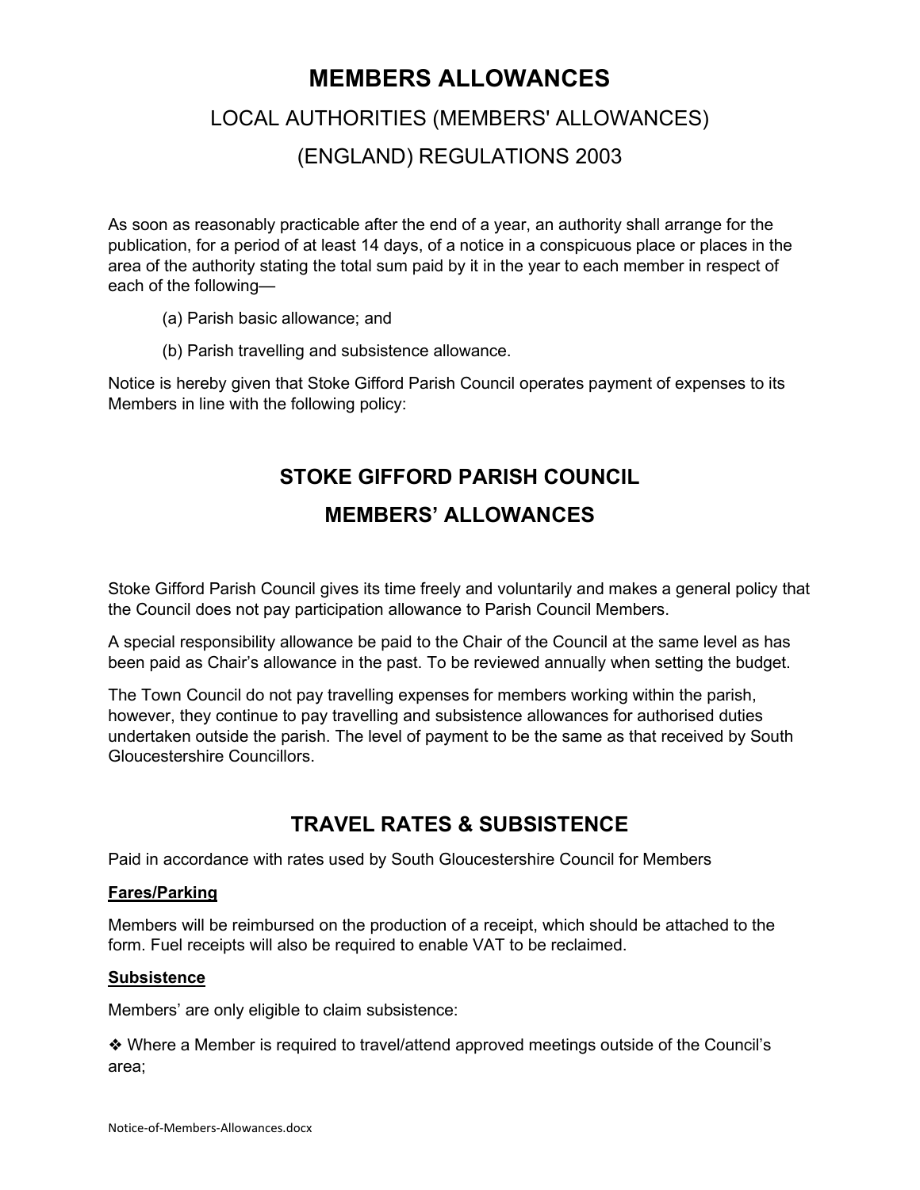# MEMBERS ALLOWANCES

## LOCAL AUTHORITIES (MEMBERS' ALLOWANCES) (ENGLAND) REGULATIONS 2003

As soon as reasonably practicable after the end of a year, an authority shall arrange for the publication, for a period of at least 14 days, of a notice in a conspicuous place or places in the area of the authority stating the total sum paid by it in the year to each member in respect of each of the following—

(a) Parish basic allowance; and

(b) Parish travelling and subsistence allowance.

Notice is hereby given that Stoke Gifford Parish Council operates payment of expenses to its Members in line with the following policy:

## STOKE GIFFORD PARISH COUNCIL

## MEMBERS' ALLOWANCES

Stoke Gifford Parish Council gives its time freely and voluntarily and makes a general policy that the Council does not pay participation allowance to Parish Council Members.

A special responsibility allowance be paid to the Chair of the Council at the same level as has been paid as Chair's allowance in the past. To be reviewed annually when setting the budget.

The Town Council do not pay travelling expenses for members working within the parish, however, they continue to pay travelling and subsistence allowances for authorised duties undertaken outside the parish. The level of payment to be the same as that received by South Gloucestershire Councillors.

## TRAVEL RATES & SUBSISTENCE

Paid in accordance with rates used by South Gloucestershire Council for Members

**Fares/Parking**

Members will be reimbursed on the production of a receipt, which should be attached to the form. Fuel receipts will also be required to enable VAT to be reclaimed.

**Subsistence**

Members' are only eligible to claim subsistence:

❖ Where a Member is required to travel/attend approved meetings outside of the Council's area;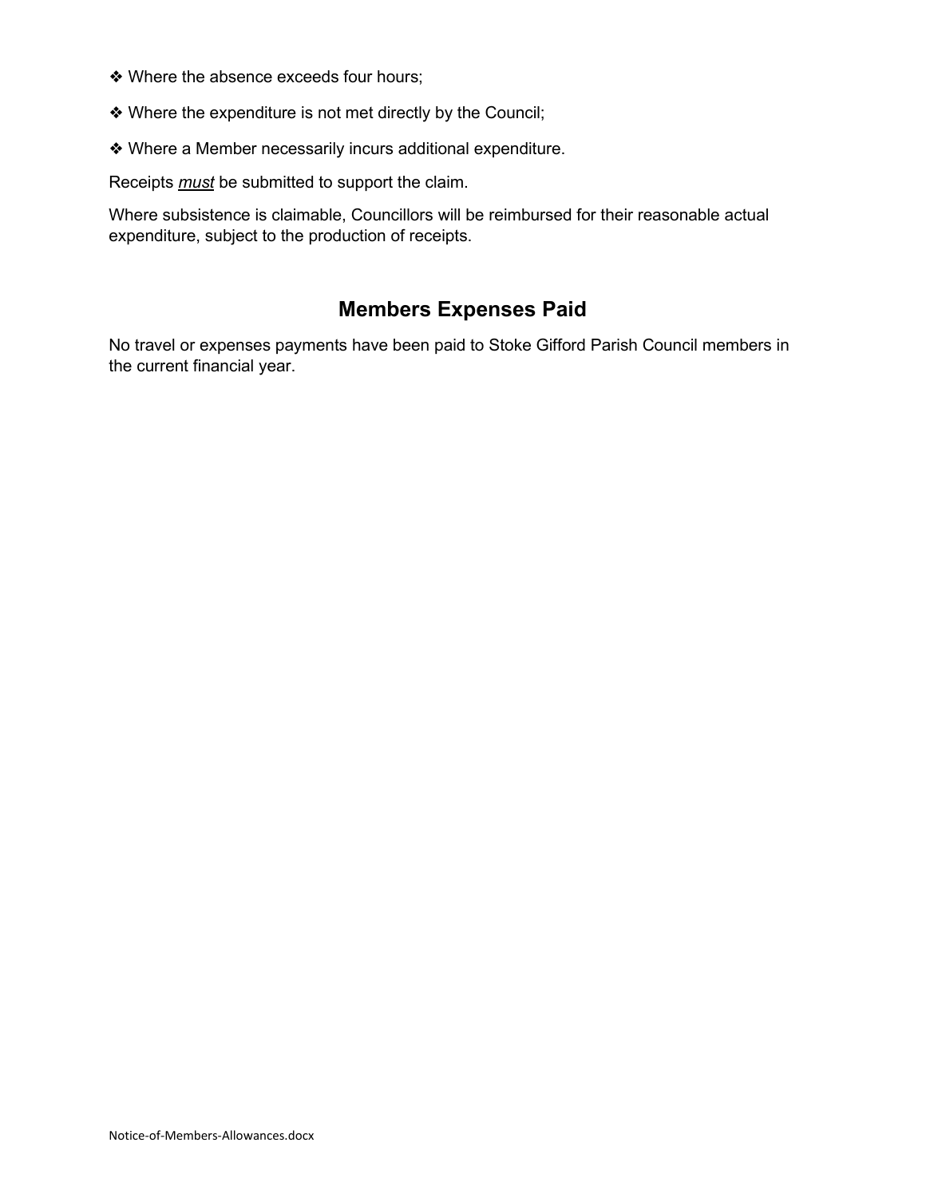- ❖ Where the absence exceeds four hours;
- ❖ Where the expenditure is not met directly by the Council;
- ❖ Where a Member necessarily incurs additional expenditure.

Receipts *must* be submitted to support the claim.

Where subsistence is claimable, Councillors will be reimbursed for their reasonable actual expenditure, subject to the production of receipts.

## Members Expenses Paid

No travel or expenses payments have been paid to Stoke Gifford Parish Council members in the current financial year.